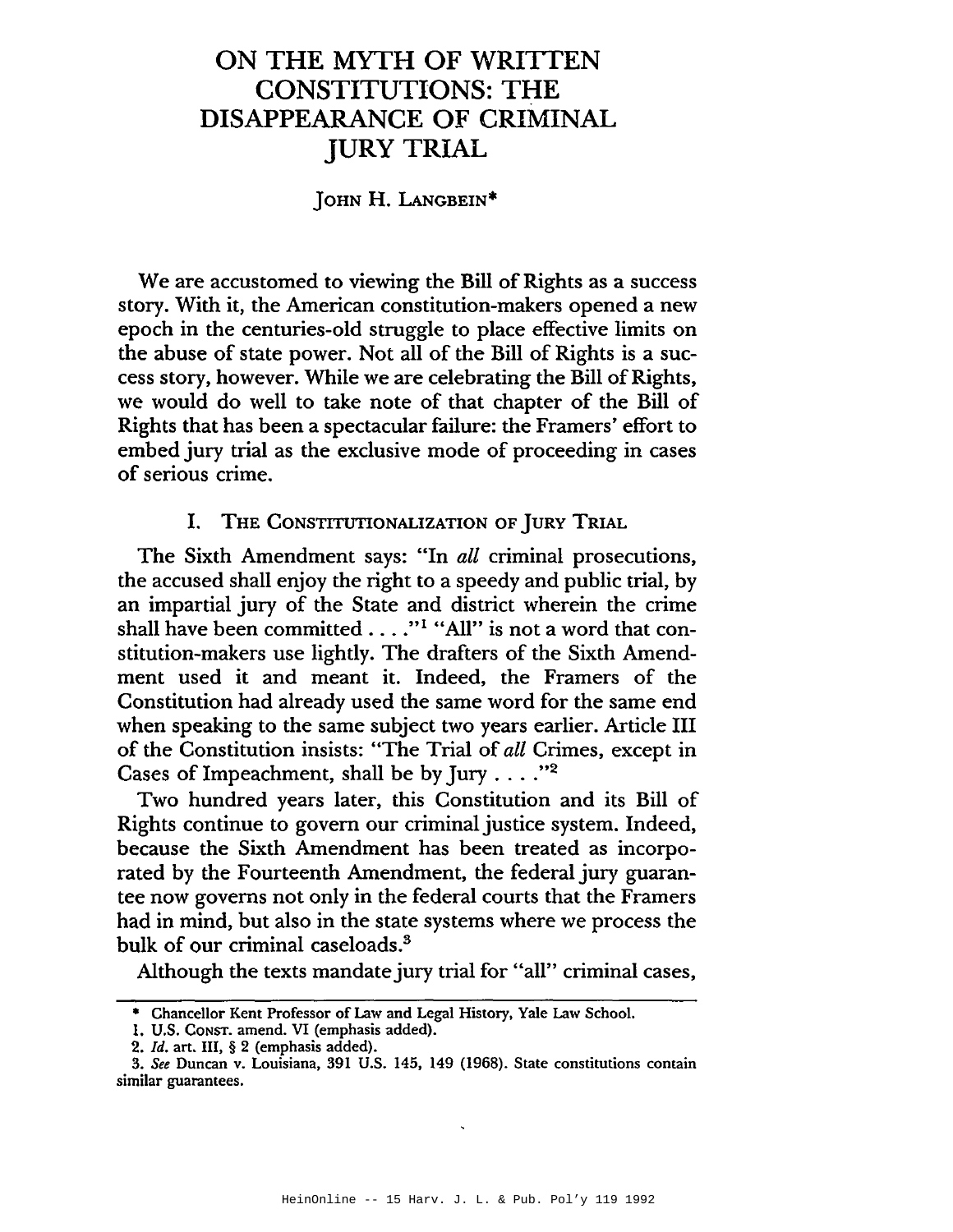# ON THE MYTH OF WRITTEN CONSTITUTIONS: THE DISAPPEARANCE OF CRIMINAL JURY TRIAL

JOHN H. LANGBEIN*

We are accustomed to viewing the Bill of Rights as a success story. With it, the American constitution-makers opened a new epoch in the centuries-old struggle to place effective limits on the abuse of state power. Not all of the Bill of Rights is a success story, however. While we are celebrating the Bill of Rights, we would do well to take note of that chapter of the Bill of Rights that has been a spectacular failure: the Framers' effort to embed jury trial as the exclusive mode of proceeding in cases of serious crime.

## I. THE CONSTITUTIONALIZATION OF JURY TRIAL

The Sixth Amendment says: "In *all* criminal prosecutions, the accused shall enjoy the right to a speedy and public trial, by an impartial jury of the State and district wherein the crime shall have been committed . . . ."[1] "All" is not a word that constitution-makers use lightly. The drafters of the Sixth Amendment used it and meant it. Indeed, the Framers of the Constitution had already used the same word for the same end when speaking to the same subject two years earlier. Article III of the Constitution insists: "The Trial of *all* Crimes, except in Cases of Impeachment, shall be by Jury . . . ."[2]

Two hundred years later, this Constitution and its Bill of Rights continue to govern our criminal justice system. Indeed, because the Sixth Amendment has been treated as incorporated by the Fourteenth Amendment, the federal jury guarantee now governs not only in the federal courts that the Framers had in mind, but also in the state systems where we process the bulk of our criminal caseloads.[3]

Although the texts mandate jury trial for "all" criminal cases,

---

\* Chancellor Kent Professor of Law and Legal History, Yale Law School.

1. U.S. CONST. amend. VI (emphasis added).

2. *Id.* art. III, § 2 (emphasis added).

3. *See* Duncan v. Louisiana, 391 U.S. 145, 149 (1968). State constitutions contain similar guarantees.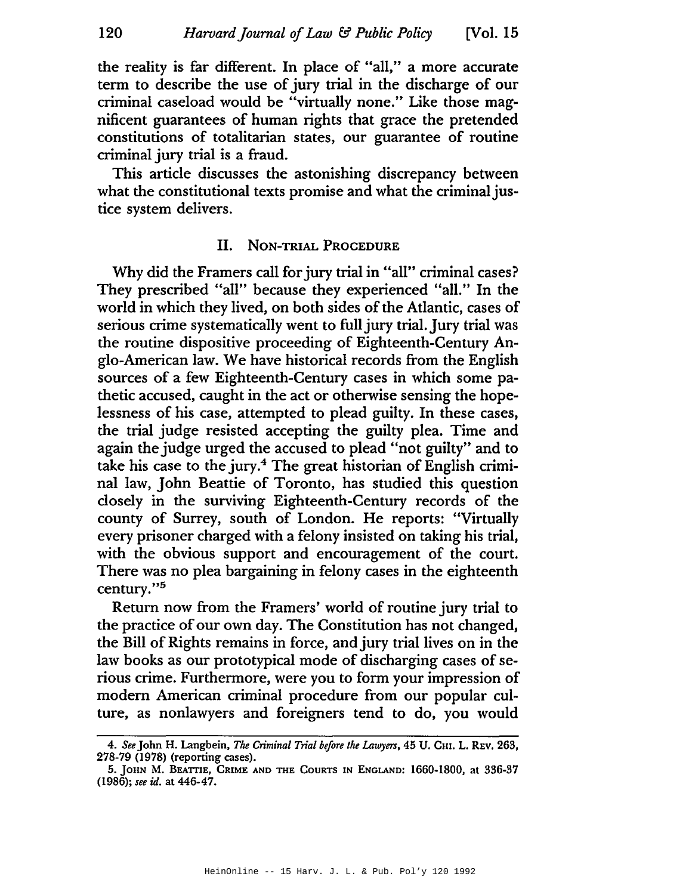the reality is far different. In place of "all," a more accurate term to describe the use of jury trial in the discharge of our criminal caseload would be "virtually none." Like those magnificent guarantees of human rights that grace the pretended constitutions of totalitarian states, our guarantee of routine criminal jury trial is a fraud.

This article discusses the astonishing discrepancy between what the constitutional texts promise and what the criminal justice system delivers.

## II. Non-trial Procedure

Why did the Framers call for jury trial in "all" criminal cases? They prescribed "all" because they experienced "all." In the world in which they lived, on both sides of the Atlantic, cases of serious crime systematically went to full jury trial. Jury trial was the routine dispositive proceeding of Eighteenth-Century Anglo-American law. We have historical records from the English sources of a few Eighteenth-Century cases in which some pathetic accused, caught in the act or otherwise sensing the hopelessness of his case, attempted to plead guilty. In these cases, the trial judge resisted accepting the guilty plea. Time and again the judge urged the accused to plead "not guilty" and to take his case to the jury.[4] The great historian of English criminal law, John Beattie of Toronto, has studied this question closely in the surviving Eighteenth-Century records of the county of Surrey, south of London. He reports: "Virtually every prisoner charged with a felony insisted on taking his trial, with the obvious support and encouragement of the court. There was no plea bargaining in felony cases in the eighteenth century."[5]

Return now from the Framers' world of routine jury trial to the practice of our own day. The Constitution has not changed, the Bill of Rights remains in force, and jury trial lives on in the law books as our prototypical mode of discharging cases of serious crime. Furthermore, were you to form your impression of modern American criminal procedure from our popular culture, as nonlawyers and foreigners tend to do, you would

---

4. *See* John H. Langbein, *The Criminal Trial before the Lawyers*, 45 U. Chi. L. Rev. 263, 278-79 (1978) (reporting cases).

5. John M. Beattie, Crime and the Courts in England: 1660-1800, at 336-37 (1986); *see id.* at 446-47.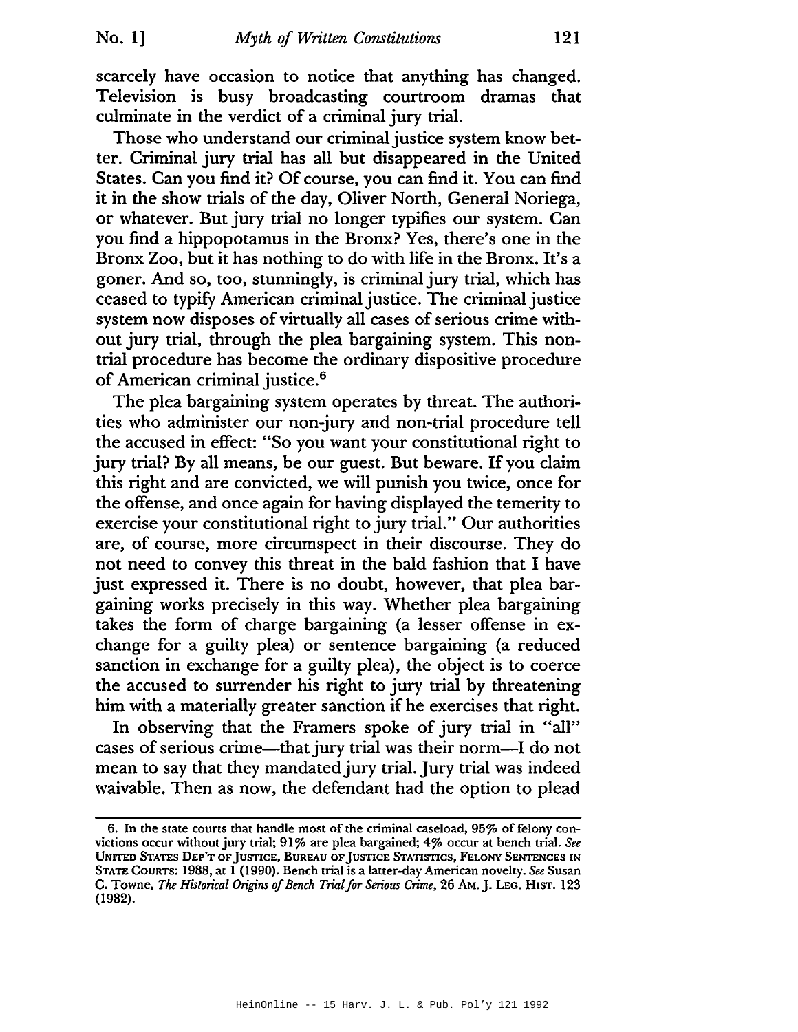scarcely have occasion to notice that anything has changed. Television is busy broadcasting courtroom dramas that culminate in the verdict of a criminal jury trial.

Those who understand our criminal justice system know better. Criminal jury trial has all but disappeared in the United States. Can you find it? Of course, you can find it. You can find it in the show trials of the day, Oliver North, General Noriega, or whatever. But jury trial no longer typifies our system. Can you find a hippopotamus in the Bronx? Yes, there's one in the Bronx Zoo, but it has nothing to do with life in the Bronx. It's a goner. And so, too, stunningly, is criminal jury trial, which has ceased to typify American criminal justice. The criminal justice system now disposes of virtually all cases of serious crime without jury trial, through the plea bargaining system. This non-trial procedure has become the ordinary dispositive procedure of American criminal justice.[6]

The plea bargaining system operates by threat. The authorities who administer our non-jury and non-trial procedure tell the accused in effect: "So you want your constitutional right to jury trial? By all means, be our guest. But beware. If you claim this right and are convicted, we will punish you twice, once for the offense, and once again for having displayed the temerity to exercise your constitutional right to jury trial." Our authorities are, of course, more circumspect in their discourse. They do not need to convey this threat in the bald fashion that I have just expressed it. There is no doubt, however, that plea bargaining works precisely in this way. Whether plea bargaining takes the form of charge bargaining (a lesser offense in exchange for a guilty plea) or sentence bargaining (a reduced sanction in exchange for a guilty plea), the object is to coerce the accused to surrender his right to jury trial by threatening him with a materially greater sanction if he exercises that right.

In observing that the Framers spoke of jury trial in "all" cases of serious crime—that jury trial was their norm—I do not mean to say that they mandated jury trial. Jury trial was indeed waivable. Then as now, the defendant had the option to plead

---

6. In the state courts that handle most of the criminal caseload, 95% of felony convictions occur without jury trial; 91% are plea bargained; 4% occur at bench trial. *See* UNITED STATES DEP'T OF JUSTICE, BUREAU OF JUSTICE STATISTICS, FELONY SENTENCES IN STATE COURTS: 1988, at 1 (1990). Bench trial is a latter-day American novelty. *See* Susan C. Towne, *The Historical Origins of Bench Trial for Serious Crime*, 26 AM. J. LEG. HIST. 123 (1982).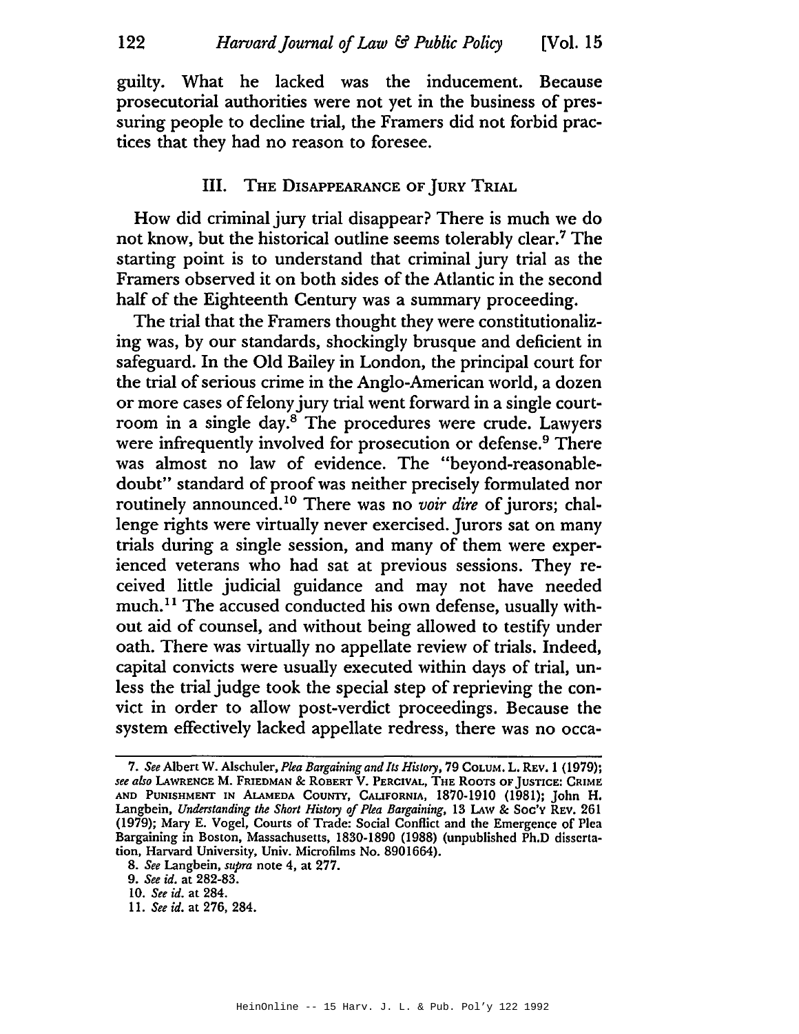guilty. What he lacked was the inducement. Because prosecutorial authorities were not yet in the business of pressuring people to decline trial, the Framers did not forbid practices that they had no reason to foresee.

## III. The Disappearance of Jury Trial

How did criminal jury trial disappear? There is much we do not know, but the historical outline seems tolerably clear.[7] The starting point is to understand that criminal jury trial as the Framers observed it on both sides of the Atlantic in the second half of the Eighteenth Century was a summary proceeding.

The trial that the Framers thought they were constitutionalizing was, by our standards, shockingly brusque and deficient in safeguard. In the Old Bailey in London, the principal court for the trial of serious crime in the Anglo-American world, a dozen or more cases of felony jury trial went forward in a single courtroom in a single day.[8] The procedures were crude. Lawyers were infrequently involved for prosecution or defense.[9] There was almost no law of evidence. The "beyond-reasonable-doubt" standard of proof was neither precisely formulated nor routinely announced.[10] There was no *voir dire* of jurors; challenge rights were virtually never exercised. Jurors sat on many trials during a single session, and many of them were experienced veterans who had sat at previous sessions. They received little judicial guidance and may not have needed much.[11] The accused conducted his own defense, usually without aid of counsel, and without being allowed to testify under oath. There was virtually no appellate review of trials. Indeed, capital convicts were usually executed within days of trial, unless the trial judge took the special step of reprieving the convict in order to allow post-verdict proceedings. Because the system effectively lacked appellate redress, there was no occa-

---

7. *See* Albert W. Alschuler, *Plea Bargaining and Its History*, 79 Colum. L. Rev. 1 (1979); *see also* Lawrence M. Friedman & Robert V. Percival, The Roots of Justice: Crime and Punishment in Alameda County, California, 1870-1910 (1981); John H. Langbein, *Understanding the Short History of Plea Bargaining*, 13 Law & Soc'y Rev. 261 (1979); Mary E. Vogel, Courts of Trade: Social Conflict and the Emergence of Plea Bargaining in Boston, Massachusetts, 1830-1890 (1988) (unpublished Ph.D dissertation, Harvard University, Univ. Microfilms No. 8901664).

8. *See* Langbein, *supra* note 4, at 277.

9. *See id.* at 282-83.

10. *See id.* at 284.

11. *See id.* at 276, 284.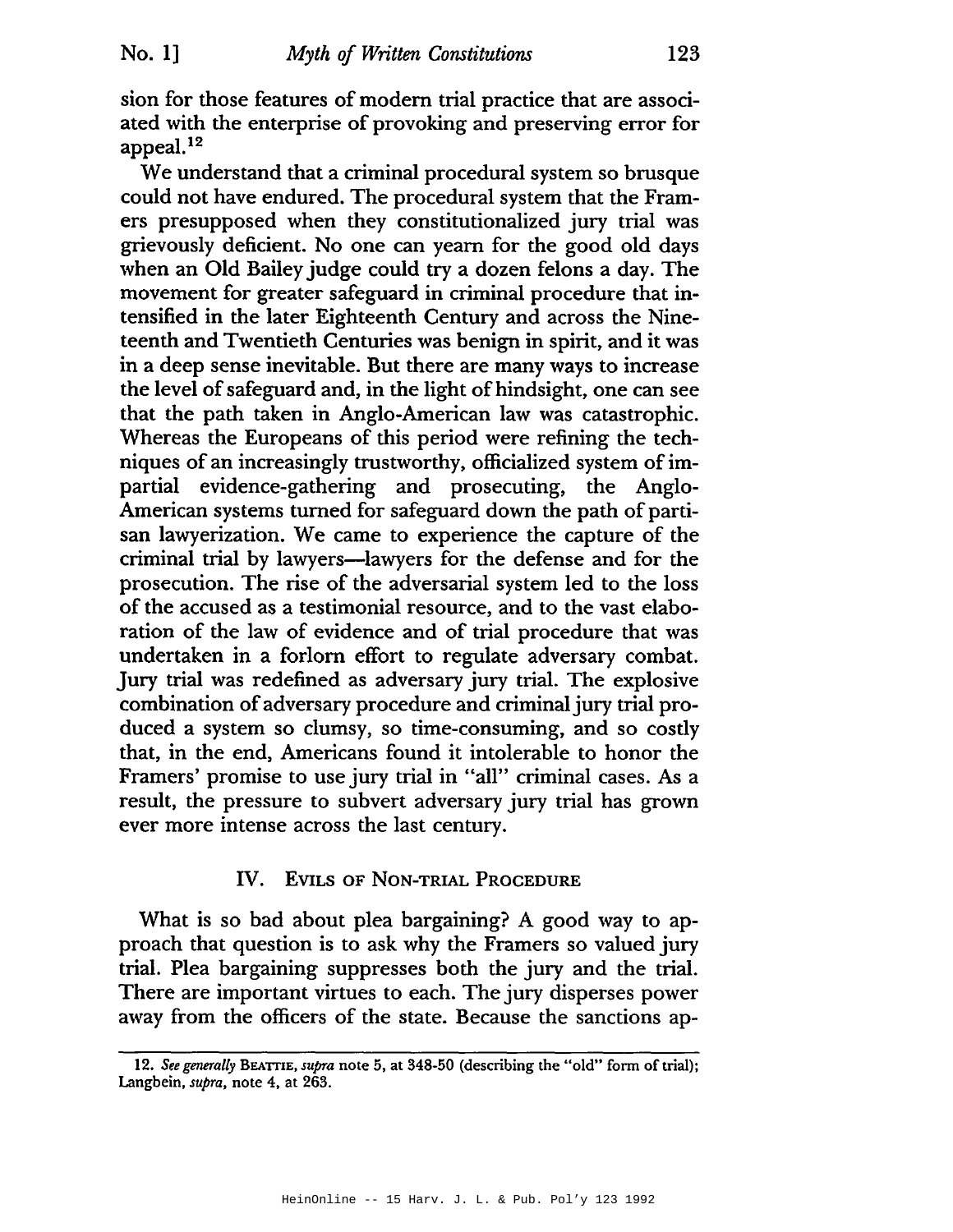sion for those features of modern trial practice that are associated with the enterprise of provoking and preserving error for appeal.[12]

We understand that a criminal procedural system so brusque could not have endured. The procedural system that the Framers presupposed when they constitutionalized jury trial was grievously deficient. No one can yearn for the good old days when an Old Bailey judge could try a dozen felons a day. The movement for greater safeguard in criminal procedure that intensified in the later Eighteenth Century and across the Nineteenth and Twentieth Centuries was benign in spirit, and it was in a deep sense inevitable. But there are many ways to increase the level of safeguard and, in the light of hindsight, one can see that the path taken in Anglo-American law was catastrophic. Whereas the Europeans of this period were refining the techniques of an increasingly trustworthy, officialized system of impartial evidence-gathering and prosecuting, the Anglo-American systems turned for safeguard down the path of partisan lawyerization. We came to experience the capture of the criminal trial by lawyers—lawyers for the defense and for the prosecution. The rise of the adversarial system led to the loss of the accused as a testimonial resource, and to the vast elaboration of the law of evidence and of trial procedure that was undertaken in a forlorn effort to regulate adversary combat. Jury trial was redefined as adversary jury trial. The explosive combination of adversary procedure and criminal jury trial produced a system so clumsy, so time-consuming, and so costly that, in the end, Americans found it intolerable to honor the Framers' promise to use jury trial in "all" criminal cases. As a result, the pressure to subvert adversary jury trial has grown ever more intense across the last century.

## IV. Evils of Non-Trial Procedure

What is so bad about plea bargaining? A good way to approach that question is to ask why the Framers so valued jury trial. Plea bargaining suppresses both the jury and the trial. There are important virtues to each. The jury disperses power away from the officers of the state. Because the sanctions ap-

---

12. *See generally* Beattie, *supra* note 5, at 348-50 (describing the "old" form of trial); Langbein, *supra*, note 4, at 263.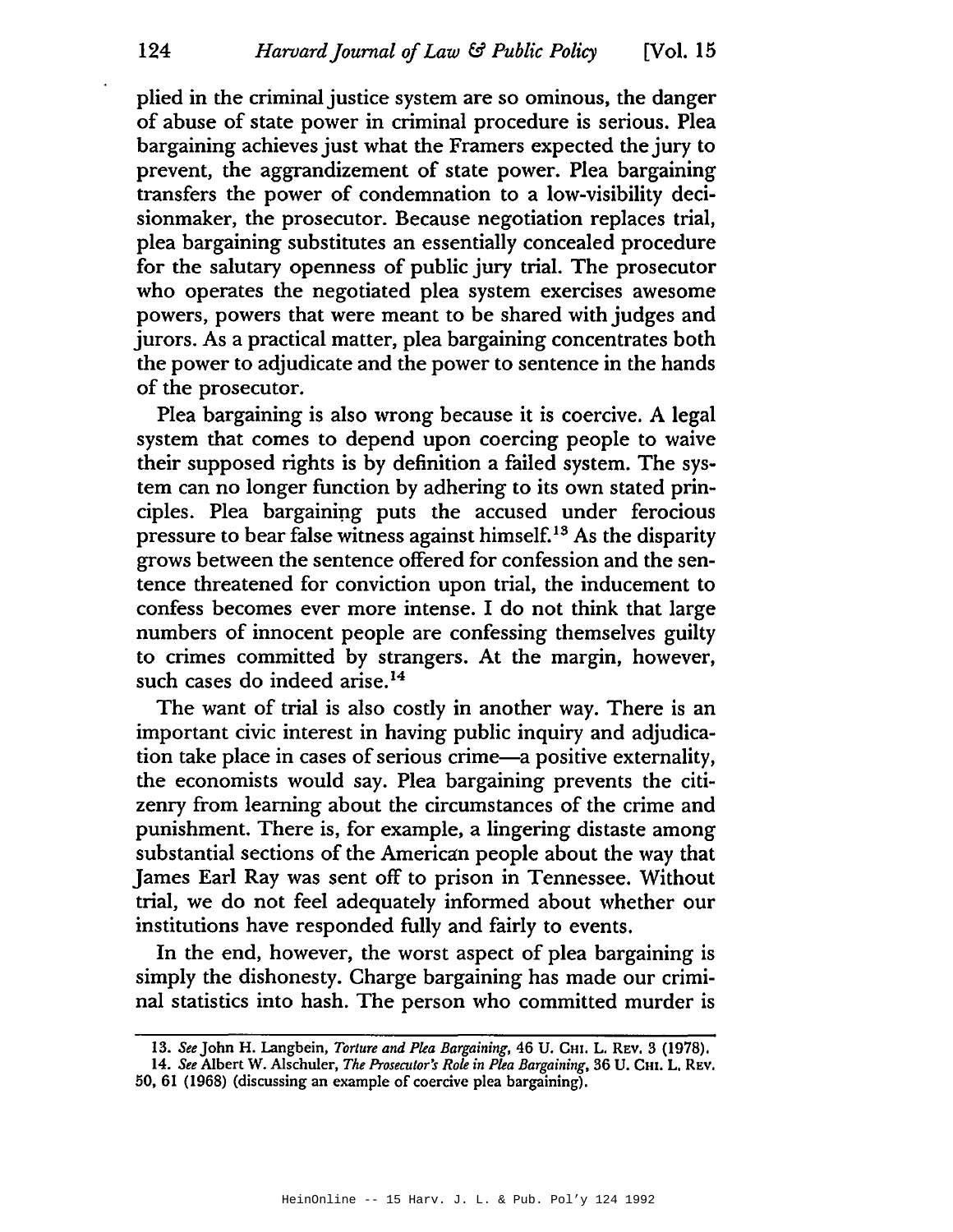plied in the criminal justice system are so ominous, the danger of abuse of state power in criminal procedure is serious. Plea bargaining achieves just what the Framers expected the jury to prevent, the aggrandizement of state power. Plea bargaining transfers the power of condemnation to a low-visibility decisionmaker, the prosecutor. Because negotiation replaces trial, plea bargaining substitutes an essentially concealed procedure for the salutary openness of public jury trial. The prosecutor who operates the negotiated plea system exercises awesome powers, powers that were meant to be shared with judges and jurors. As a practical matter, plea bargaining concentrates both the power to adjudicate and the power to sentence in the hands of the prosecutor.

Plea bargaining is also wrong because it is coercive. A legal system that comes to depend upon coercing people to waive their supposed rights is by definition a failed system. The system can no longer function by adhering to its own stated principles. Plea bargaining puts the accused under ferocious pressure to bear false witness against himself.[13] As the disparity grows between the sentence offered for confession and the sentence threatened for conviction upon trial, the inducement to confess becomes ever more intense. I do not think that large numbers of innocent people are confessing themselves guilty to crimes committed by strangers. At the margin, however, such cases do indeed arise.[14]

The want of trial is also costly in another way. There is an important civic interest in having public inquiry and adjudication take place in cases of serious crime—a positive externality, the economists would say. Plea bargaining prevents the citizenry from learning about the circumstances of the crime and punishment. There is, for example, a lingering distaste among substantial sections of the American people about the way that James Earl Ray was sent off to prison in Tennessee. Without trial, we do not feel adequately informed about whether our institutions have responded fully and fairly to events.

In the end, however, the worst aspect of plea bargaining is simply the dishonesty. Charge bargaining has made our criminal statistics into hash. The person who committed murder is

---

13. *See* John H. Langbein, *Torture and Plea Bargaining*, 46 U. CHI. L. REV. 3 (1978).

14. *See* Albert W. Alschuler, *The Prosecutor's Role in Plea Bargaining*, 36 U. CHI. L. REV. 50, 61 (1968) (discussing an example of coercive plea bargaining).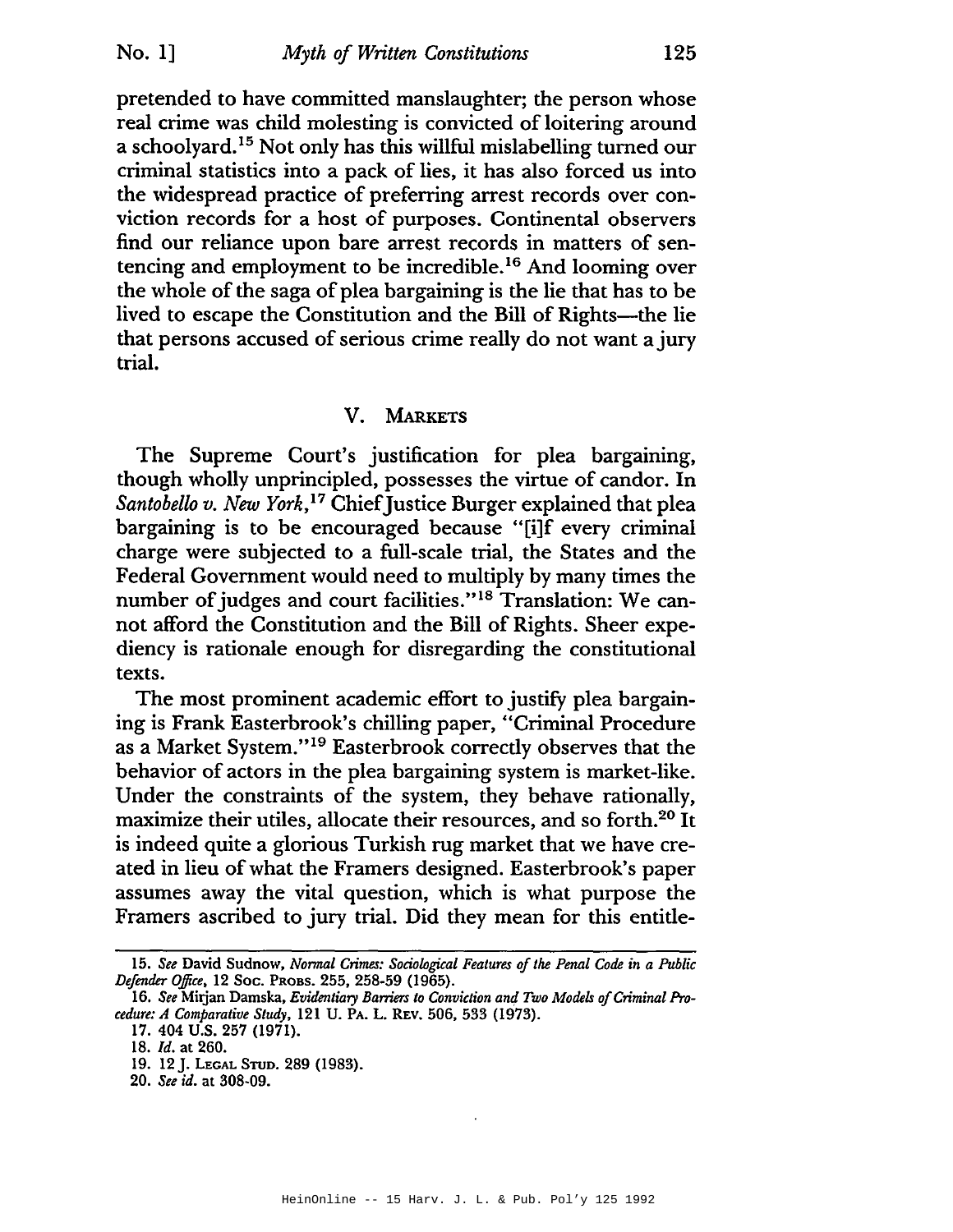pretended to have committed manslaughter; the person whose real crime was child molesting is convicted of loitering around a schoolyard.[15] Not only has this willful mislabelling turned our criminal statistics into a pack of lies, it has also forced us into the widespread practice of preferring arrest records over conviction records for a host of purposes. Continental observers find our reliance upon bare arrest records in matters of sentencing and employment to be incredible.[16] And looming over the whole of the saga of plea bargaining is the lie that has to be lived to escape the Constitution and the Bill of Rights—the lie that persons accused of serious crime really do not want a jury trial.

## V. Markets

The Supreme Court's justification for plea bargaining, though wholly unprincipled, possesses the virtue of candor. In *Santobello v. New York*,[17] Chief Justice Burger explained that plea bargaining is to be encouraged because "[i]f every criminal charge were subjected to a full-scale trial, the States and the Federal Government would need to multiply by many times the number of judges and court facilities."[18] Translation: We cannot afford the Constitution and the Bill of Rights. Sheer expediency is rationale enough for disregarding the constitutional texts.

The most prominent academic effort to justify plea bargaining is Frank Easterbrook's chilling paper, "Criminal Procedure as a Market System."[19] Easterbrook correctly observes that the behavior of actors in the plea bargaining system is market-like. Under the constraints of the system, they behave rationally, maximize their utiles, allocate their resources, and so forth.[20] It is indeed quite a glorious Turkish rug market that we have created in lieu of what the Framers designed. Easterbrook's paper assumes away the vital question, which is what purpose the Framers ascribed to jury trial. Did they mean for this entitle-

---

15. *See* David Sudnow, *Normal Crimes: Sociological Features of the Penal Code in a Public Defender Office*, 12 Soc. Probs. 255, 258-59 (1965).

16. *See* Mirjan Damska, *Evidentiary Barriers to Conviction and Two Models of Criminal Procedure: A Comparative Study*, 121 U. Pa. L. Rev. 506, 533 (1973).

17. 404 U.S. 257 (1971).

18. *Id.* at 260.

19. 12 J. Legal Stud. 289 (1983).

20. *See id.* at 308-09.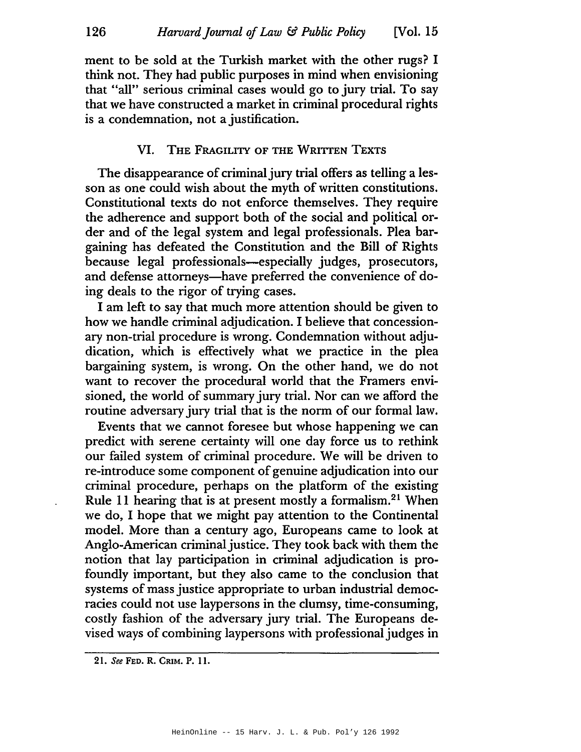ment to be sold at the Turkish market with the other rugs? I think not. They had public purposes in mind when envisioning that "all" serious criminal cases would go to jury trial. To say that we have constructed a market in criminal procedural rights is a condemnation, not a justification.

## VI. The Fragility of the Written Texts

The disappearance of criminal jury trial offers as telling a lesson as one could wish about the myth of written constitutions. Constitutional texts do not enforce themselves. They require the adherence and support both of the social and political order and of the legal system and legal professionals. Plea bargaining has defeated the Constitution and the Bill of Rights because legal professionals—especially judges, prosecutors, and defense attorneys—have preferred the convenience of doing deals to the rigor of trying cases.

I am left to say that much more attention should be given to how we handle criminal adjudication. I believe that concessionary non-trial procedure is wrong. Condemnation without adjudication, which is effectively what we practice in the plea bargaining system, is wrong. On the other hand, we do not want to recover the procedural world that the Framers envisioned, the world of summary jury trial. Nor can we afford the routine adversary jury trial that is the norm of our formal law.

Events that we cannot foresee but whose happening we can predict with serene certainty will one day force us to rethink our failed system of criminal procedure. We will be driven to re-introduce some component of genuine adjudication into our criminal procedure, perhaps on the platform of the existing Rule 11 hearing that is at present mostly a formalism.[21] When we do, I hope that we might pay attention to the Continental model. More than a century ago, Europeans came to look at Anglo-American criminal justice. They took back with them the notion that lay participation in criminal adjudication is profoundly important, but they also came to the conclusion that systems of mass justice appropriate to urban industrial democracies could not use laypersons in the clumsy, time-consuming, costly fashion of the adversary jury trial. The Europeans devised ways of combining laypersons with professional judges in

---

21. *See* Fed. R. Crim. P. 11.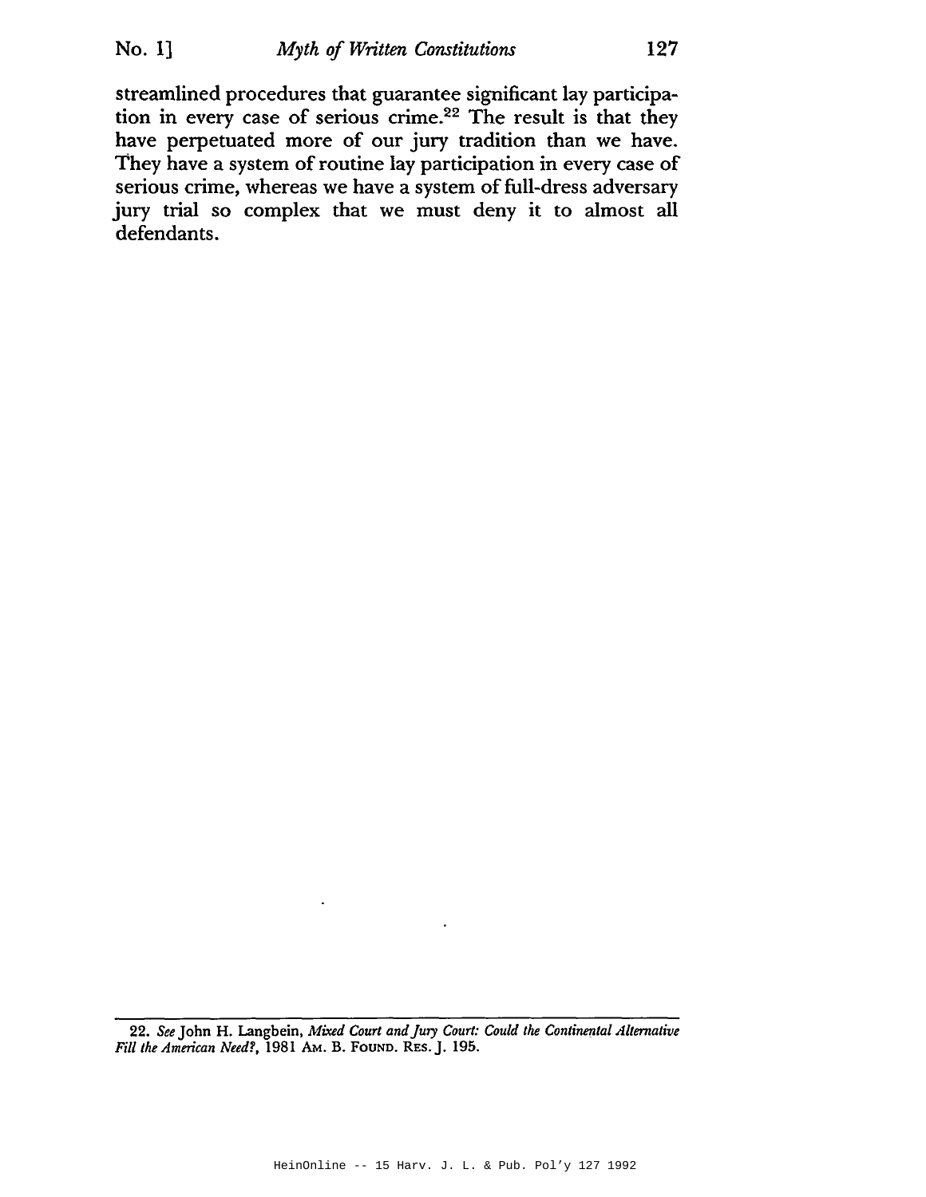streamlined procedures that guarantee significant lay participation in every case of serious crime.[22] The result is that they have perpetuated more of our jury tradition than we have. They have a system of routine lay participation in every case of serious crime, whereas we have a system of full-dress adversary jury trial so complex that we must deny it to almost all defendants.

---

22. *See* John H. Langbein, *Mixed Court and Jury Court: Could the Continental Alternative Fill the American Need?*, 1981 AM. B. FOUND. RES. J. 195.